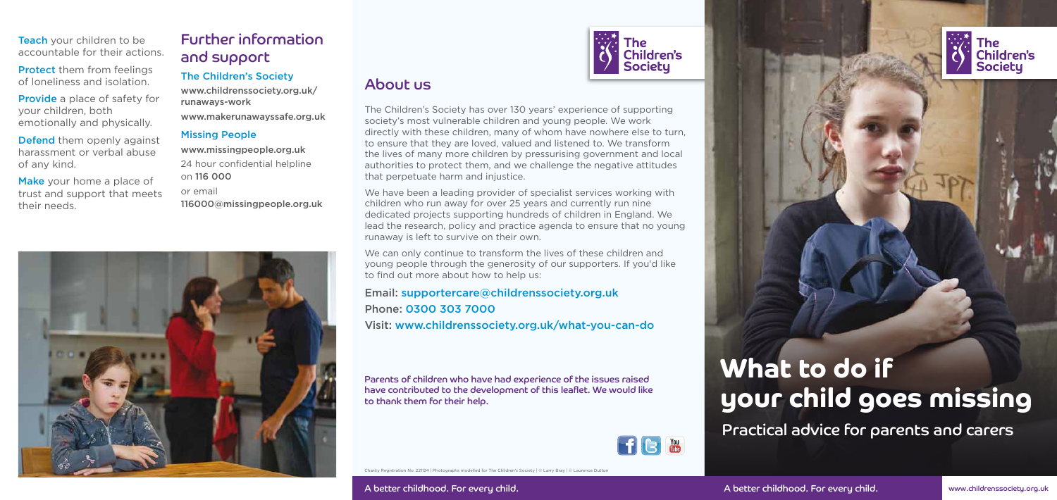**Teach** your children to be accountable for their actions.

**Protect** them from feelings of loneliness and isolation.

**Provide** a place of safety for your children, both emotionally and physically.

**Defend** them openly against harassment or verbal abuse of any kind.

**Make** your home a place of trust and support that meets their needs.

## Further information and support

### The Children's Society

www.childrenssociety.org.uk/runaways-work

www.makerunawayssafe.org.uk

### Missing People

www.missingpeople.org.uk

24 hour confidential helpline on **116 000**

or email

**116000@missingpeople.org.uk**

## About us

The Children's Society has over 130 years' experience of supporting society's most vulnerable children and young people. We work directly with these children, many of whom have nowhere else to turn, to ensure that they are loved, valued and listened to. We transform the lives of many more children by pressurising government and local authorities to protect them, and we challenge the negative attitudes that perpetuate harm and injustice.

We have been a leading provider of specialist services working with children who run away for over 25 years and currently run nine dedicated projects supporting hundreds of children in England. We lead the research, policy and practice agenda to ensure that no young runaway is left to survive on their own.

We can only continue to transform the lives of these children and young people through the generosity of our supporters. If you'd like to find out more about how to help us:

Email: supportercare@childrenssociety.org.uk

Phone: 0300 303 7000

Visit: www.childrenssociety.org.uk/what-you-can-do

Parents of children who have had experience of the issues raised have contributed to the development of this leaflet. We would like to thank them for their help.

Charity Registration No. 221124 | Photographs modelled for The Children's Society | © Larry Bray | © Laurence Dutton

A better childhood. For every child.

# What to do if your child goes missing

## Practical advice for parents and carers

A better childhood. For every child.

www.childrenssociety.org.uk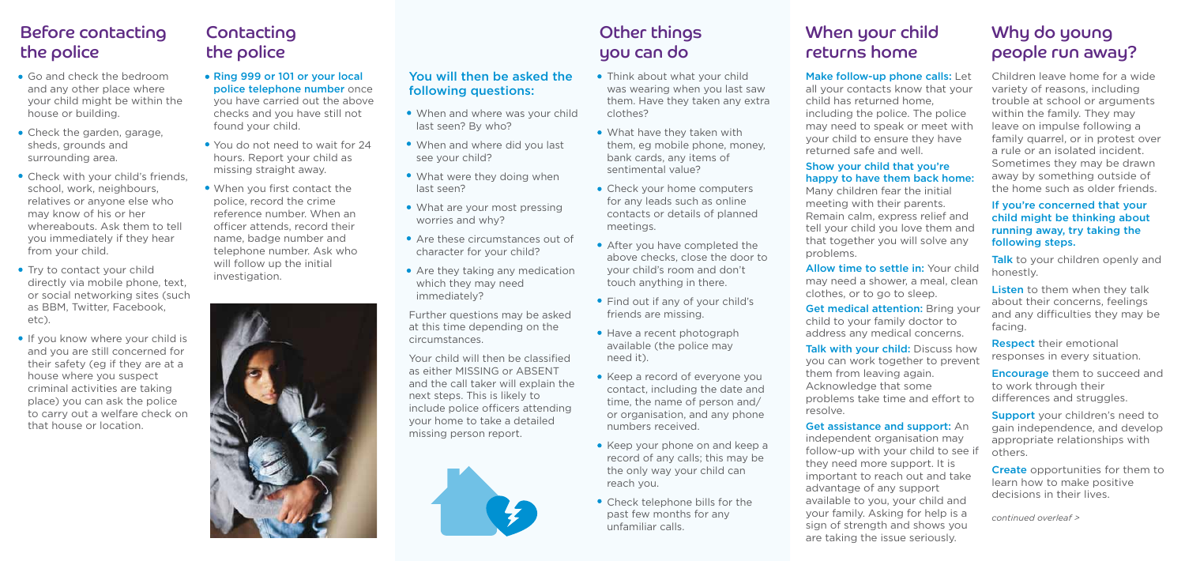## Before contacting the police

- Go and check the bedroom and any other place where your child might be within the house or building.
- Check the garden, garage, sheds, grounds and surrounding area.
- Check with your child's friends, school, work, neighbours, relatives or anyone else who may know of his or her whereabouts. Ask them to tell you immediately if they hear from your child.
- Try to contact your child directly via mobile phone, text, or social networking sites (such as BBM, Twitter, Facebook, etc).
- If you know where your child is and you are still concerned for their safety (eg if they are at a house where you suspect criminal activities are taking place) you can ask the police to carry out a welfare check on that house or location.

## Contacting the police

- **Ring 999 or 101 or your local police telephone number** once you have carried out the above checks and you have still not found your child.
- You do not need to wait for 24 hours. Report your child as missing straight away.
- When you first contact the police, record the crime reference number. When an officer attends, record their name, badge number and telephone number. Ask who will follow up the initial investigation.

### You will then be asked the following questions:

- When and where was your child last seen? By who?
- When and where did you last see your child?
- What were they doing when last seen?
- What are your most pressing worries and why?
- Are these circumstances out of character for your child?
- Are they taking any medication which they may need immediately?

Further questions may be asked at this time depending on the circumstances.

Your child will then be classified as either MISSING or ABSENT and the call taker will explain the next steps. This is likely to include police officers attending your home to take a detailed missing person report.

## Other things you can do

- Think about what your child was wearing when you last saw them. Have they taken any extra clothes?
- What have they taken with them, eg mobile phone, money, bank cards, any items of sentimental value?
- Check your home computers for any leads such as online contacts or details of planned meetings.
- After you have completed the above checks, close the door to your child's room and don't touch anything in there.
- Find out if any of your child's friends are missing.
- Have a recent photograph available (the police may need it).
- Keep a record of everyone you contact, including the date and time, the name of person and/or organisation, and any phone numbers received.
- Keep your phone on and keep a record of any calls; this may be the only way your child can reach you.
- Check telephone bills for the past few months for any unfamiliar calls.

## When your child returns home

**Make follow-up phone calls:** Let all your contacts know that your child has returned home, including the police. The police may need to speak or meet with your child to ensure they have returned safe and well.

**Show your child that you're happy to have them back home:** Many children fear the initial meeting with their parents. Remain calm, express relief and tell your child you love them and that together you will solve any problems.

**Allow time to settle in:** Your child may need a shower, a meal, clean clothes, or to go to sleep.

**Get medical attention:** Bring your child to your family doctor to address any medical concerns.

**Talk with your child:** Discuss how you can work together to prevent them from leaving again. Acknowledge that some problems take time and effort to resolve.

**Get assistance and support:** An independent organisation may follow-up with your child to see if they need more support. It is important to reach out and take advantage of any support available to you, your child and your family. Asking for help is a sign of strength and shows you are taking the issue seriously.

## Why do young people run away?

Children leave home for a wide variety of reasons, including trouble at school or arguments within the family. They may leave on impulse following a family quarrel, or in protest over a rule or an isolated incident. Sometimes they may be drawn away by something outside of the home such as older friends.

**If you're concerned that your child might be thinking about running away, try taking the following steps.**

**Talk** to your children openly and honestly.

**Listen** to them when they talk about their concerns, feelings and any difficulties they may be facing.

**Respect** their emotional responses in every situation.

**Encourage** them to succeed and to work through their differences and struggles.

**Support** your children's need to gain independence, and develop appropriate relationships with others.

**Create** opportunities for them to learn how to make positive decisions in their lives.

*continued overleaf >*